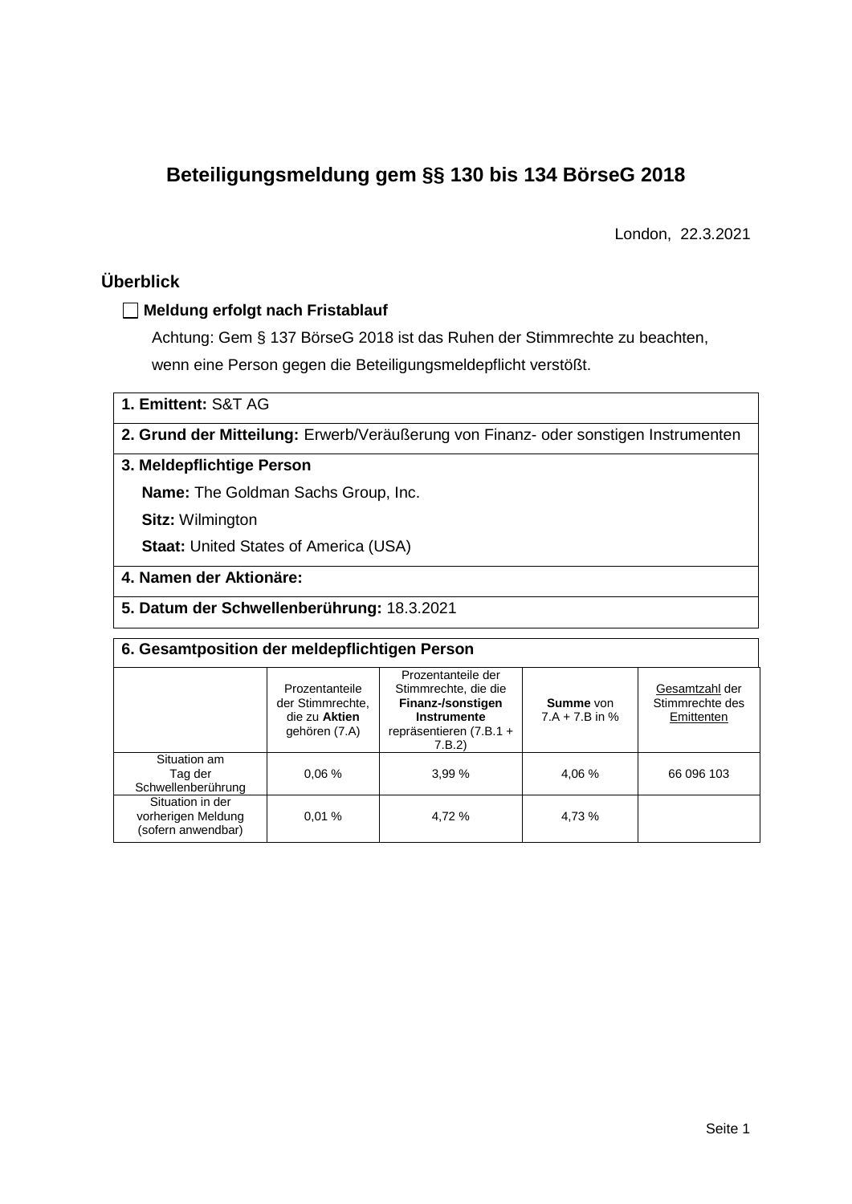# Beteiligungsmeldung gem §§ 130 bis 134 BörseG 2018

London, 22.3.2021

## Überblick

☐ **Meldung erfolgt nach Fristablauf**

Achtung: Gem § 137 BörseG 2018 ist das Ruhen der Stimmrechte zu beachten, wenn eine Person gegen die Beteiligungsmeldepflicht verstößt.

**1. Emittent:** S&T AG

**2. Grund der Mitteilung:** Erwerb/Veräußerung von Finanz- oder sonstigen Instrumenten

**3. Meldepflichtige Person**

**Name:** The Goldman Sachs Group, Inc.

**Sitz:** Wilmington

**Staat:** United States of America (USA)

**4. Namen der Aktionäre:**

**5. Datum der Schwellenberührung:** 18.3.2021

**6. Gesamtposition der meldepflichtigen Person**

| | Prozentanteile der Stimmrechte, die zu **Aktien** gehören (7.A) | Prozentanteile der Stimmrechte, die die **Finanz-/sonstigen Instrumente** repräsentieren (7.B.1 + 7.B.2) | **Summe** von 7.A + 7.B in % | Gesamtzahl der Stimmrechte des Emittenten |
|---|---|---|---|---|
| Situation am Tag der Schwellenberührung | 0,06 % | 3,99 % | 4,06 % | 66 096 103 |
| Situation in der vorherigen Meldung (sofern anwendbar) | 0,01 % | 4,72 % | 4,73 % | |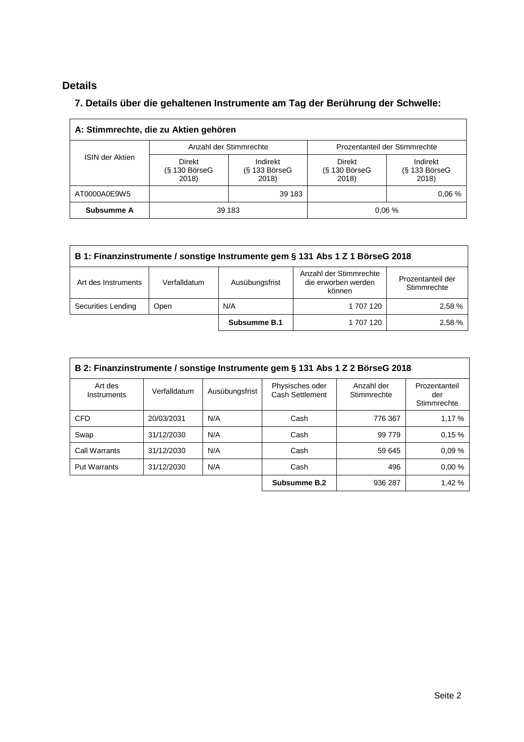## Details

### 7. Details über die gehaltenen Instrumente am Tag der Berührung der Schwelle:

| A: Stimmrechte, die zu Aktien gehören | | | | |
|---|---|---|---|---|
| ISIN der Aktien | Anzahl der Stimmrechte | | Prozentanteil der Stimmrechte | |
| | Direkt (§ 130 BörseG 2018) | Indirekt (§ 133 BörseG 2018) | Direkt (§ 130 BörseG 2018) | Indirekt (§ 133 BörseG 2018) |
| AT0000A0E9W5 | | 39 183 | | 0,06 % |
| **Subsumme A** | 39 183 | | 0,06 % | |

| B 1: Finanzinstrumente / sonstige Instrumente gem § 131 Abs 1 Z 1 BörseG 2018 | | | | |
|---|---|---|---|---|
| Art des Instruments | Verfalldatum | Ausübungsfrist | Anzahl der Stimmrechte die erworben werden können | Prozentanteil der Stimmrechte |
| Securities Lending | Open | N/A | 1 707 120 | 2,58 % |
| | | **Subsumme B.1** | 1 707 120 | 2,58 % |

| B 2: Finanzinstrumente / sonstige Instrumente gem § 131 Abs 1 Z 2 BörseG 2018 | | | | | |
|---|---|---|---|---|---|
| Art des Instruments | Verfalldatum | Ausübungsfrist | Physisches oder Cash Settlement | Anzahl der Stimmrechte | Prozentanteil der Stimmrechte |
| CFD | 20/03/2031 | N/A | Cash | 776 367 | 1,17 % |
| Swap | 31/12/2030 | N/A | Cash | 99 779 | 0,15 % |
| Call Warrants | 31/12/2030 | N/A | Cash | 59 645 | 0,09 % |
| Put Warrants | 31/12/2030 | N/A | Cash | 496 | 0,00 % |
| | | | **Subsumme B.2** | 936 287 | 1,42 % |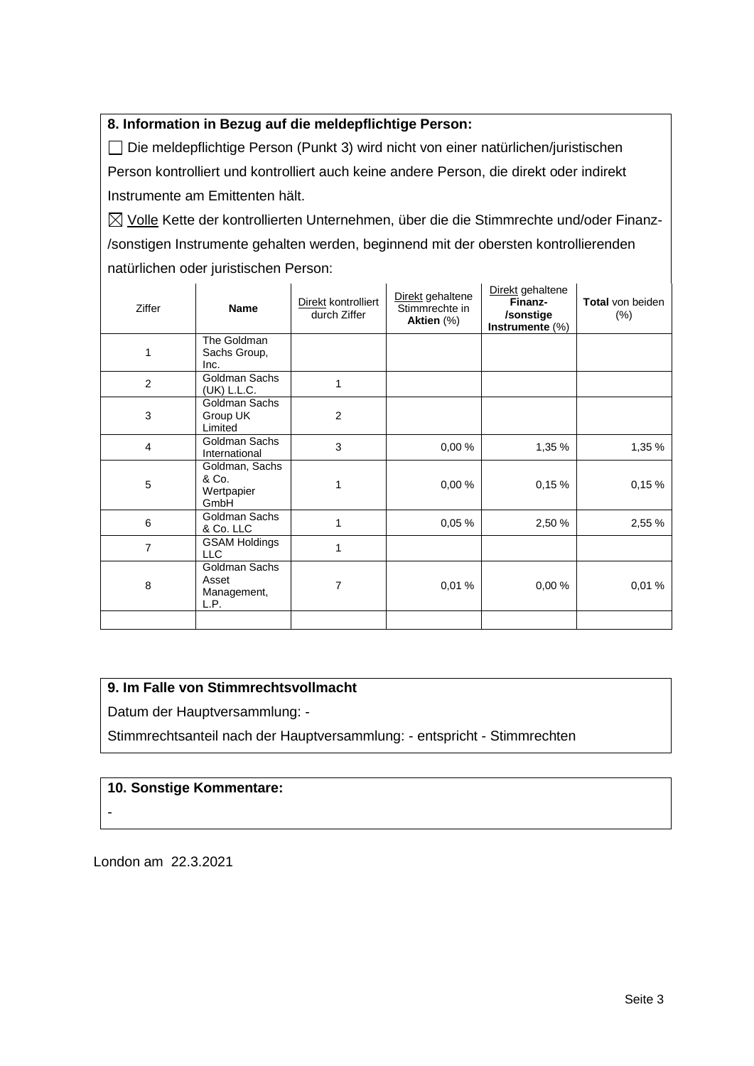## 8. Information in Bezug auf die meldepflichtige Person:

☐ Die meldepflichtige Person (Punkt 3) wird nicht von einer natürlichen/juristischen Person kontrolliert und kontrolliert auch keine andere Person, die direkt oder indirekt Instrumente am Emittenten hält.

☒ Volle Kette der kontrollierten Unternehmen, über die die Stimmrechte und/oder Finanz-/sonstigen Instrumente gehalten werden, beginnend mit der obersten kontrollierenden natürlichen oder juristischen Person:

| Ziffer | Name | Direkt kontrolliert durch Ziffer | Direkt gehaltene Stimmrechte in **Aktien** (%) | Direkt gehaltene **Finanz-/sonstige Instrumente** (%) | **Total** von beiden (%) |
|---|---|---|---|---|---|
| 1 | The Goldman Sachs Group, Inc. | | | | |
| 2 | Goldman Sachs (UK) L.L.C. | 1 | | | |
| 3 | Goldman Sachs Group UK Limited | 2 | | | |
| 4 | Goldman Sachs International | 3 | 0,00 % | 1,35 % | 1,35 % |
| 5 | Goldman, Sachs & Co. Wertpapier GmbH | 1 | 0,00 % | 0,15 % | 0,15 % |
| 6 | Goldman Sachs & Co. LLC | 1 | 0,05 % | 2,50 % | 2,55 % |
| 7 | GSAM Holdings LLC | 1 | | | |
| 8 | Goldman Sachs Asset Management, L.P. | 7 | 0,01 % | 0,00 % | 0,01 % |
| | | | | | |

## 9. Im Falle von Stimmrechtsvollmacht

Datum der Hauptversammlung: -

Stimmrechtsanteil nach der Hauptversammlung: - entspricht - Stimmrechten

## 10. Sonstige Kommentare:

-

London am 22.3.2021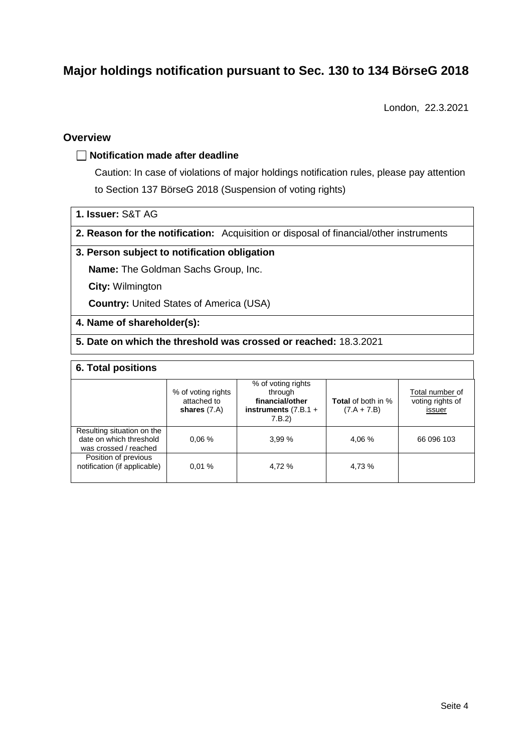# Major holdings notification pursuant to Sec. 130 to 134 BörseG 2018

London, 22.3.2021

## Overview

☐ **Notification made after deadline**

Caution: In case of violations of major holdings notification rules, please pay attention to Section 137 BörseG 2018 (Suspension of voting rights)

**1. Issuer:** S&T AG

**2. Reason for the notification:** Acquisition or disposal of financial/other instruments

**3. Person subject to notification obligation**

**Name:** The Goldman Sachs Group, Inc.

**City:** Wilmington

**Country:** United States of America (USA)

**4. Name of shareholder(s):**

**5. Date on which the threshold was crossed or reached:** 18.3.2021

**6. Total positions**

| | % of voting rights attached to **shares** (7.A) | % of voting rights through **financial/other instruments** (7.B.1 + 7.B.2) | **Total** of both in % (7.A + 7.B) | Total number of voting rights of issuer |
|---|---|---|---|---|
| Resulting situation on the date on which threshold was crossed / reached | 0,06 % | 3,99 % | 4,06 % | 66 096 103 |
| Position of previous notification (if applicable) | 0,01 % | 4,72 % | 4,73 % | |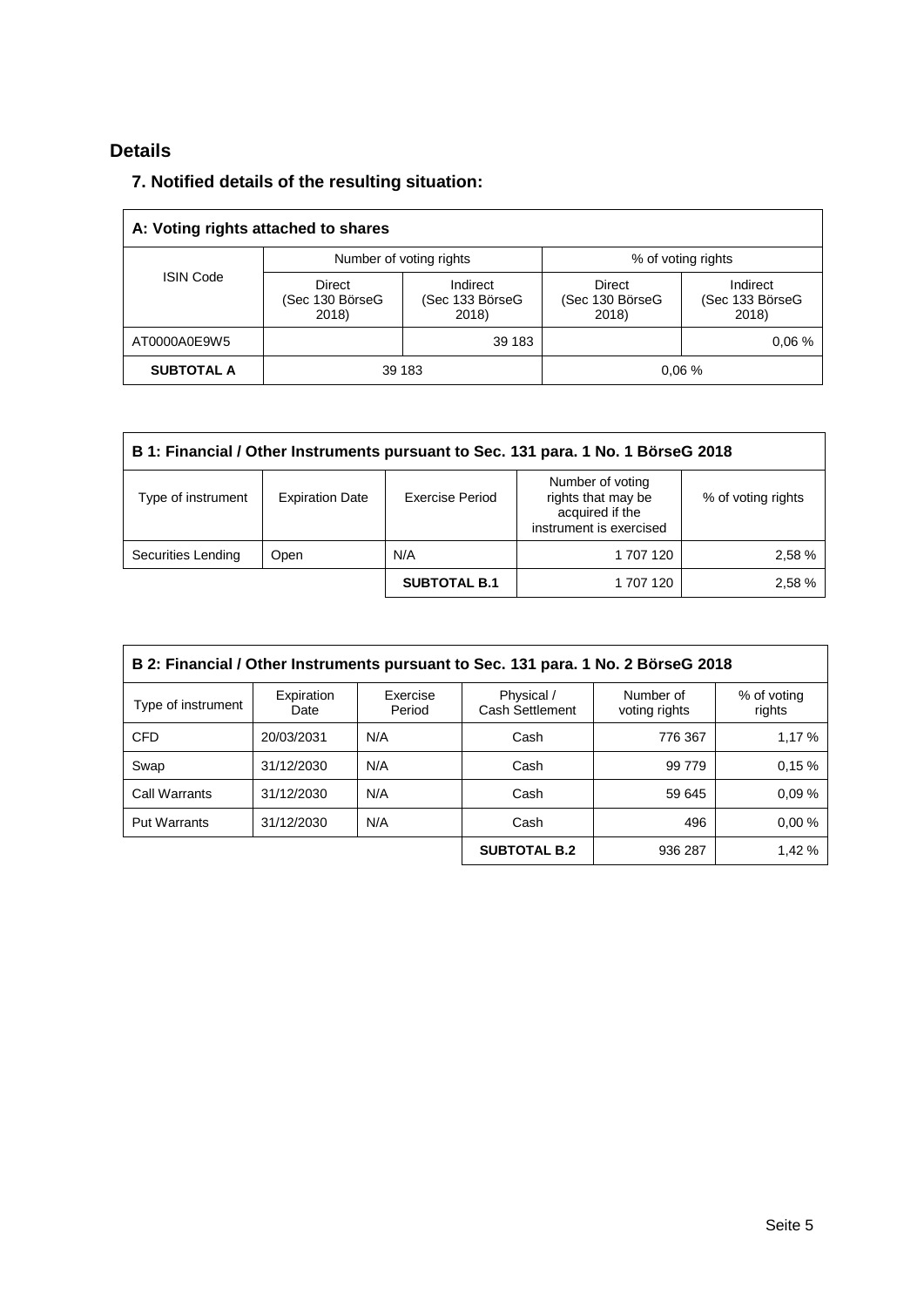## Details

### 7. Notified details of the resulting situation:

| A: Voting rights attached to shares | | | | |
|---|---|---|---|---|
| ISIN Code | Number of voting rights | | % of voting rights | |
| | Direct (Sec 130 BörseG 2018) | Indirect (Sec 133 BörseG 2018) | Direct (Sec 130 BörseG 2018) | Indirect (Sec 133 BörseG 2018) |
| AT0000A0E9W5 | | 39 183 | | 0,06 % |
| **SUBTOTAL A** | 39 183 | | 0,06 % | |

| B 1: Financial / Other Instruments pursuant to Sec. 131 para. 1 No. 1 BörseG 2018 | | | | |
|---|---|---|---|---|
| Type of instrument | Expiration Date | Exercise Period | Number of voting rights that may be acquired if the instrument is exercised | % of voting rights |
| Securities Lending | Open | N/A | 1 707 120 | 2,58 % |
| | | **SUBTOTAL B.1** | 1 707 120 | 2,58 % |

| B 2: Financial / Other Instruments pursuant to Sec. 131 para. 1 No. 2 BörseG 2018 | | | | | |
|---|---|---|---|---|---|
| Type of instrument | Expiration Date | Exercise Period | Physical / Cash Settlement | Number of voting rights | % of voting rights |
| CFD | 20/03/2031 | N/A | Cash | 776 367 | 1,17 % |
| Swap | 31/12/2030 | N/A | Cash | 99 779 | 0,15 % |
| Call Warrants | 31/12/2030 | N/A | Cash | 59 645 | 0,09 % |
| Put Warrants | 31/12/2030 | N/A | Cash | 496 | 0,00 % |
| | | | **SUBTOTAL B.2** | 936 287 | 1,42 % |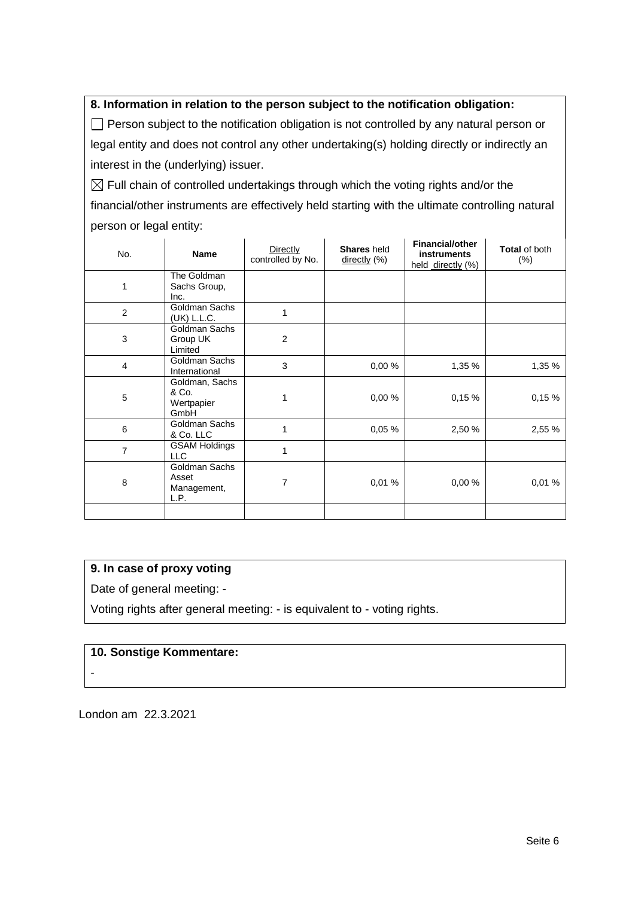**8. Information in relation to the person subject to the notification obligation:**

☐ Person subject to the notification obligation is not controlled by any natural person or legal entity and does not control any other undertaking(s) holding directly or indirectly an interest in the (underlying) issuer.

☒ Full chain of controlled undertakings through which the voting rights and/or the financial/other instruments are effectively held starting with the ultimate controlling natural person or legal entity:

| No. | Name | Directly controlled by No. | Shares held directly (%) | Financial/other instruments held directly (%) | Total of both (%) |
|---|---|---|---|---|---|
| 1 | The Goldman Sachs Group, Inc. | | | | |
| 2 | Goldman Sachs (UK) L.L.C. | 1 | | | |
| 3 | Goldman Sachs Group UK Limited | 2 | | | |
| 4 | Goldman Sachs International | 3 | 0,00 % | 1,35 % | 1,35 % |
| 5 | Goldman, Sachs & Co. Wertpapier GmbH | 1 | 0,00 % | 0,15 % | 0,15 % |
| 6 | Goldman Sachs & Co. LLC | 1 | 0,05 % | 2,50 % | 2,55 % |
| 7 | GSAM Holdings LLC | 1 | | | |
| 8 | Goldman Sachs Asset Management, L.P. | 7 | 0,01 % | 0,00 % | 0,01 % |
| | | | | | |

**9. In case of proxy voting**

Date of general meeting: -

Voting rights after general meeting: - is equivalent to - voting rights.

**10. Sonstige Kommentare:**

-

London am 22.3.2021